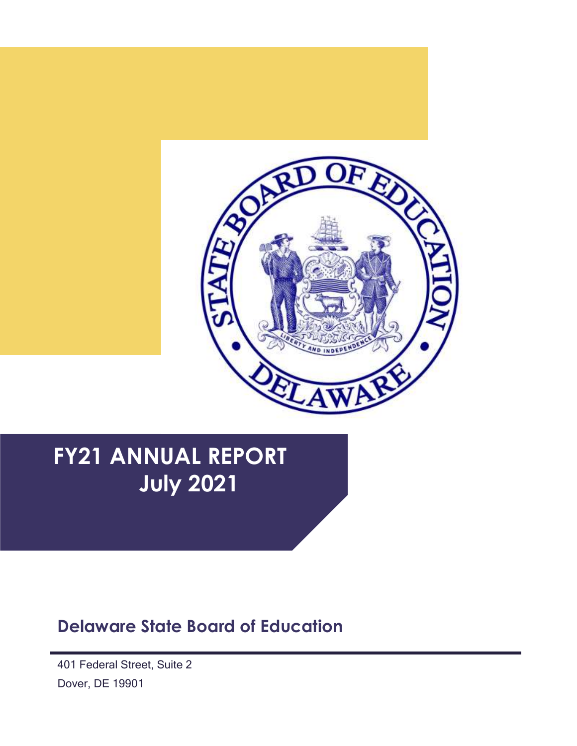# FY21 ANNUAL REPORT
# July 2021

## Delaware State Board of Education

401 Federal Street, Suite 2

Dover, DE 19901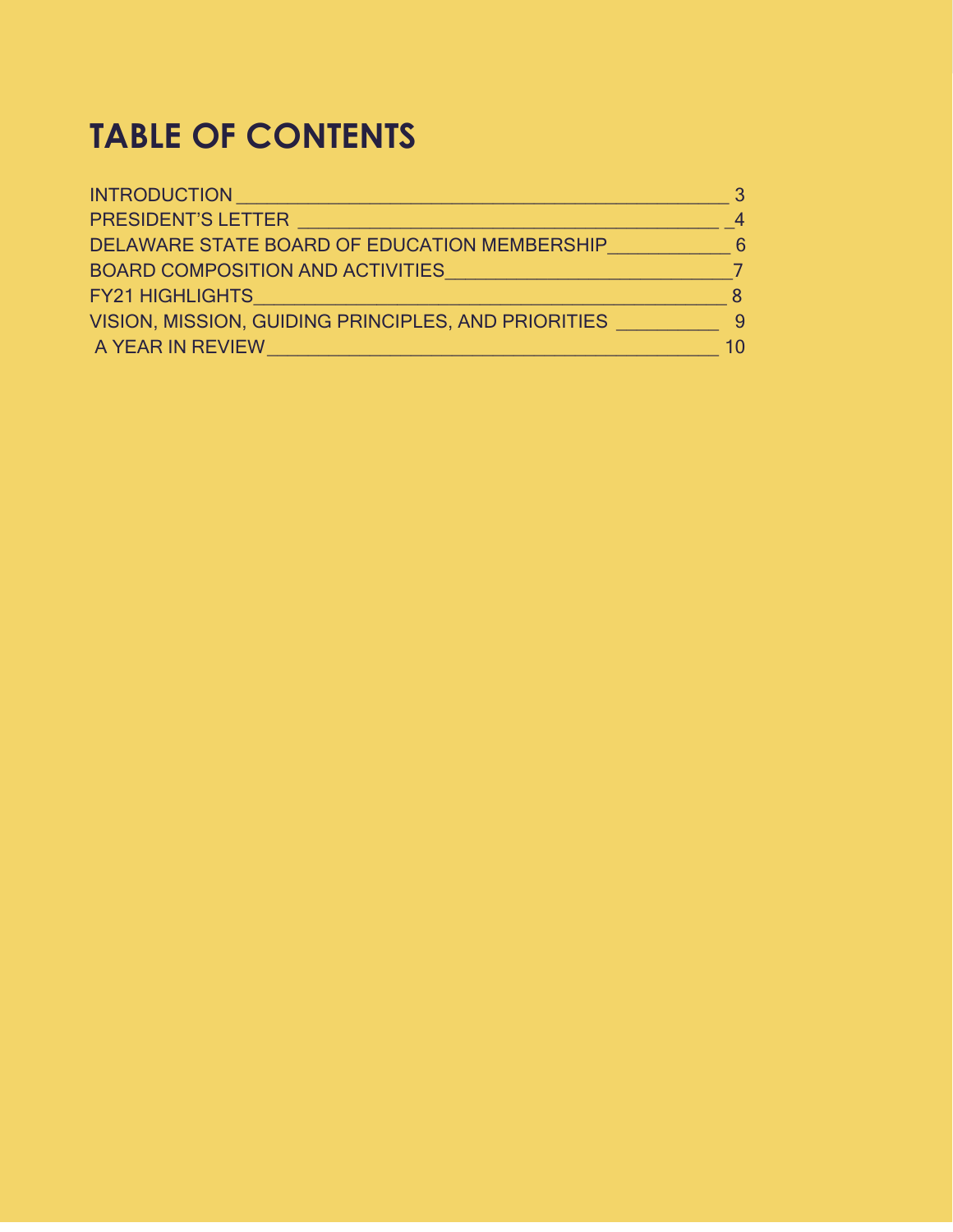# TABLE OF CONTENTS

| Section | Page |
|---|---|
| INTRODUCTION | 3 |
| PRESIDENT'S LETTER | 4 |
| DELAWARE STATE BOARD OF EDUCATION MEMBERSHIP | 6 |
| BOARD COMPOSITION AND ACTIVITIES | 7 |
| FY21 HIGHLIGHTS | 8 |
| VISION, MISSION, GUIDING PRINCIPLES, AND PRIORITIES | 9 |
| A YEAR IN REVIEW | 10 |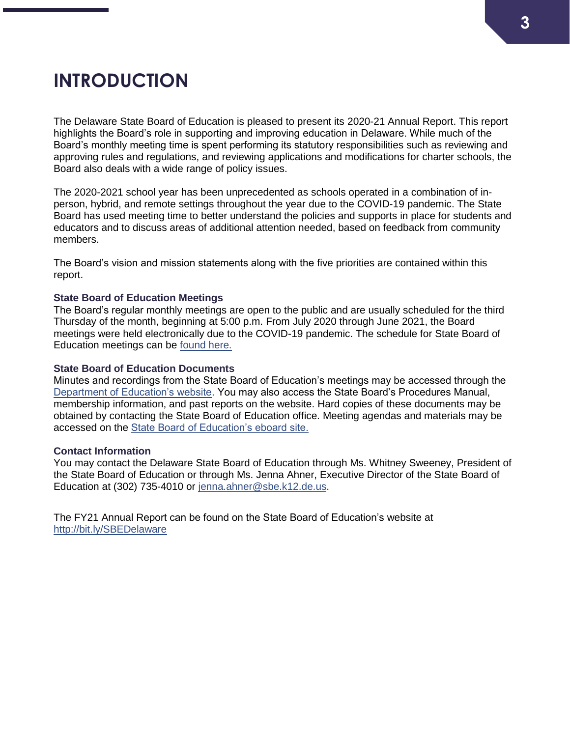# INTRODUCTION

The Delaware State Board of Education is pleased to present its 2020-21 Annual Report. This report highlights the Board's role in supporting and improving education in Delaware. While much of the Board's monthly meeting time is spent performing its statutory responsibilities such as reviewing and approving rules and regulations, and reviewing applications and modifications for charter schools, the Board also deals with a wide range of policy issues.

The 2020-2021 school year has been unprecedented as schools operated in a combination of in-person, hybrid, and remote settings throughout the year due to the COVID-19 pandemic. The State Board has used meeting time to better understand the policies and supports in place for students and educators and to discuss areas of additional attention needed, based on feedback from community members.

The Board's vision and mission statements along with the five priorities are contained within this report.

### State Board of Education Meetings

The Board's regular monthly meetings are open to the public and are usually scheduled for the third Thursday of the month, beginning at 5:00 p.m. From July 2020 through June 2021, the Board meetings were held electronically due to the COVID-19 pandemic. The schedule for State Board of Education meetings can be found here.

### State Board of Education Documents

Minutes and recordings from the State Board of Education's meetings may be accessed through the Department of Education's website. You may also access the State Board's Procedures Manual, membership information, and past reports on the website. Hard copies of these documents may be obtained by contacting the State Board of Education office. Meeting agendas and materials may be accessed on the State Board of Education's eboard site.

### Contact Information

You may contact the Delaware State Board of Education through Ms. Whitney Sweeney, President of the State Board of Education or through Ms. Jenna Ahner, Executive Director of the State Board of Education at (302) 735-4010 or jenna.ahner@sbe.k12.de.us.

The FY21 Annual Report can be found on the State Board of Education's website at http://bit.ly/SBEDelaware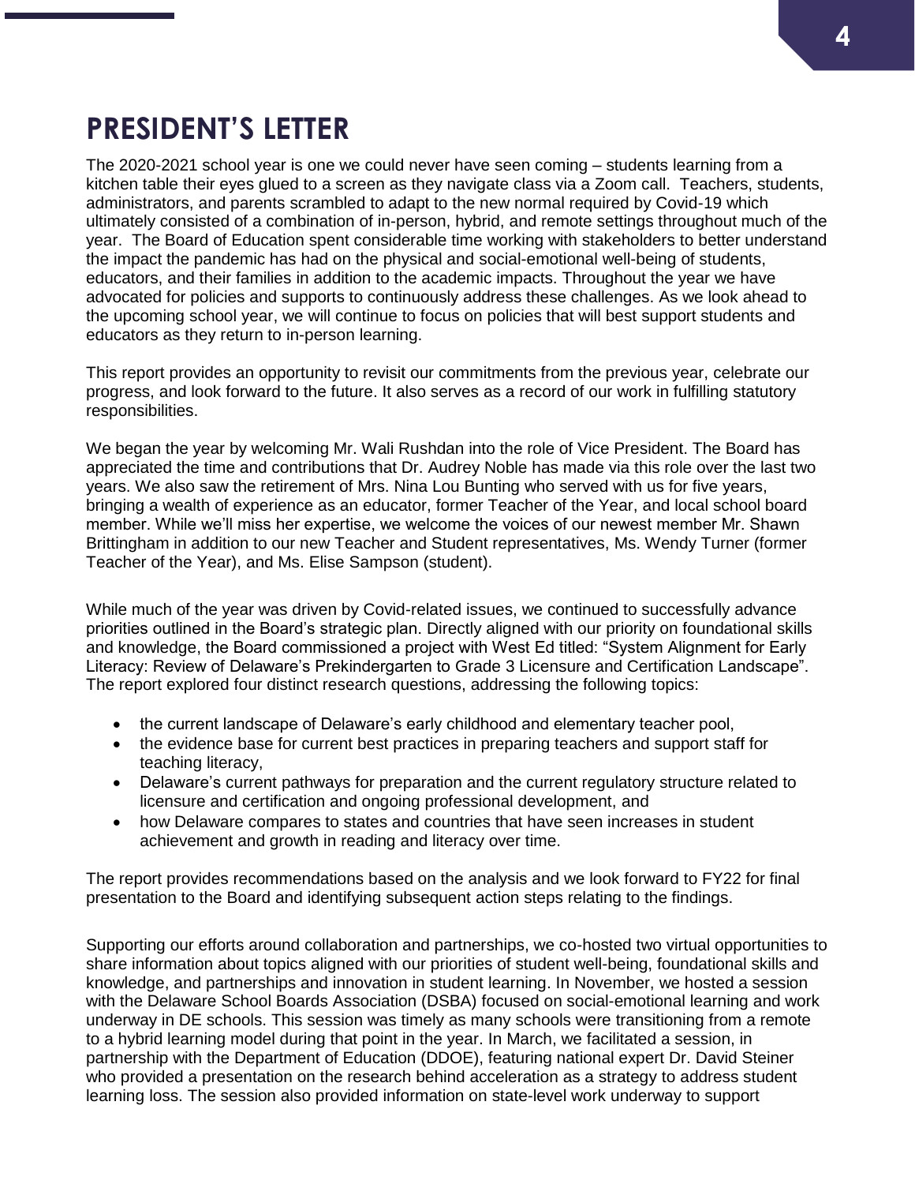# PRESIDENT'S LETTER

The 2020-2021 school year is one we could never have seen coming – students learning from a kitchen table their eyes glued to a screen as they navigate class via a Zoom call. Teachers, students, administrators, and parents scrambled to adapt to the new normal required by Covid-19 which ultimately consisted of a combination of in-person, hybrid, and remote settings throughout much of the year. The Board of Education spent considerable time working with stakeholders to better understand the impact the pandemic has had on the physical and social-emotional well-being of students, educators, and their families in addition to the academic impacts. Throughout the year we have advocated for policies and supports to continuously address these challenges. As we look ahead to the upcoming school year, we will continue to focus on policies that will best support students and educators as they return to in-person learning.

This report provides an opportunity to revisit our commitments from the previous year, celebrate our progress, and look forward to the future. It also serves as a record of our work in fulfilling statutory responsibilities.

We began the year by welcoming Mr. Wali Rushdan into the role of Vice President. The Board has appreciated the time and contributions that Dr. Audrey Noble has made via this role over the last two years. We also saw the retirement of Mrs. Nina Lou Bunting who served with us for five years, bringing a wealth of experience as an educator, former Teacher of the Year, and local school board member. While we'll miss her expertise, we welcome the voices of our newest member Mr. Shawn Brittingham in addition to our new Teacher and Student representatives, Ms. Wendy Turner (former Teacher of the Year), and Ms. Elise Sampson (student).

While much of the year was driven by Covid-related issues, we continued to successfully advance priorities outlined in the Board's strategic plan. Directly aligned with our priority on foundational skills and knowledge, the Board commissioned a project with West Ed titled: "System Alignment for Early Literacy: Review of Delaware's Prekindergarten to Grade 3 Licensure and Certification Landscape". The report explored four distinct research questions, addressing the following topics:

- the current landscape of Delaware's early childhood and elementary teacher pool,
- the evidence base for current best practices in preparing teachers and support staff for teaching literacy,
- Delaware's current pathways for preparation and the current regulatory structure related to licensure and certification and ongoing professional development, and
- how Delaware compares to states and countries that have seen increases in student achievement and growth in reading and literacy over time.

The report provides recommendations based on the analysis and we look forward to FY22 for final presentation to the Board and identifying subsequent action steps relating to the findings.

Supporting our efforts around collaboration and partnerships, we co-hosted two virtual opportunities to share information about topics aligned with our priorities of student well-being, foundational skills and knowledge, and partnerships and innovation in student learning. In November, we hosted a session with the Delaware School Boards Association (DSBA) focused on social-emotional learning and work underway in DE schools. This session was timely as many schools were transitioning from a remote to a hybrid learning model during that point in the year. In March, we facilitated a session, in partnership with the Department of Education (DDOE), featuring national expert Dr. David Steiner who provided a presentation on the research behind acceleration as a strategy to address student learning loss. The session also provided information on state-level work underway to support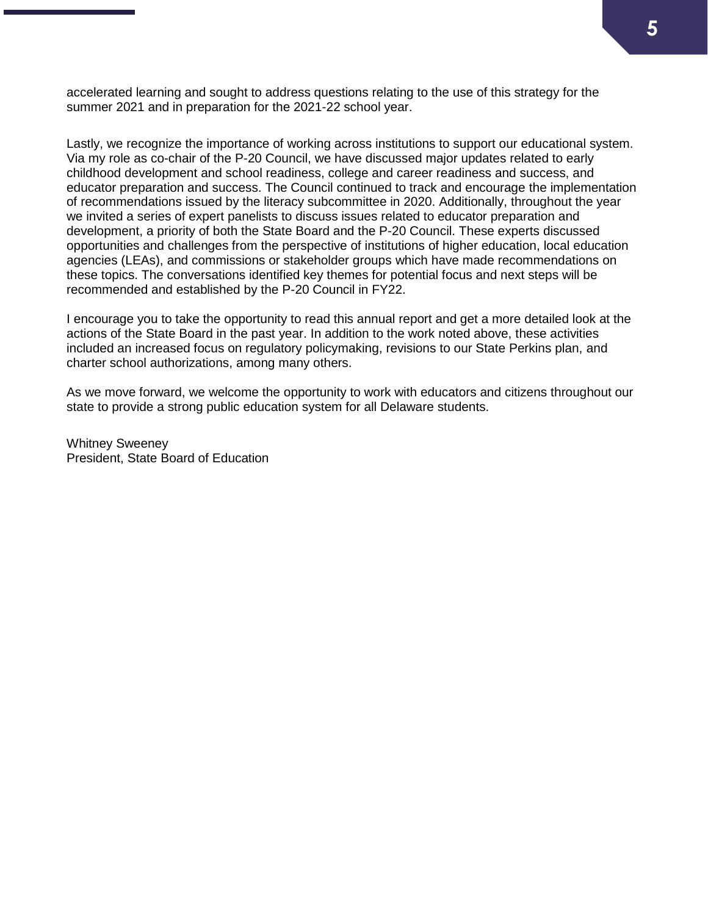accelerated learning and sought to address questions relating to the use of this strategy for the summer 2021 and in preparation for the 2021-22 school year.

Lastly, we recognize the importance of working across institutions to support our educational system. Via my role as co-chair of the P-20 Council, we have discussed major updates related to early childhood development and school readiness, college and career readiness and success, and educator preparation and success. The Council continued to track and encourage the implementation of recommendations issued by the literacy subcommittee in 2020. Additionally, throughout the year we invited a series of expert panelists to discuss issues related to educator preparation and development, a priority of both the State Board and the P-20 Council. These experts discussed opportunities and challenges from the perspective of institutions of higher education, local education agencies (LEAs), and commissions or stakeholder groups which have made recommendations on these topics. The conversations identified key themes for potential focus and next steps will be recommended and established by the P-20 Council in FY22.

I encourage you to take the opportunity to read this annual report and get a more detailed look at the actions of the State Board in the past year. In addition to the work noted above, these activities included an increased focus on regulatory policymaking, revisions to our State Perkins plan, and charter school authorizations, among many others.

As we move forward, we welcome the opportunity to work with educators and citizens throughout our state to provide a strong public education system for all Delaware students.

Whitney Sweeney
President, State Board of Education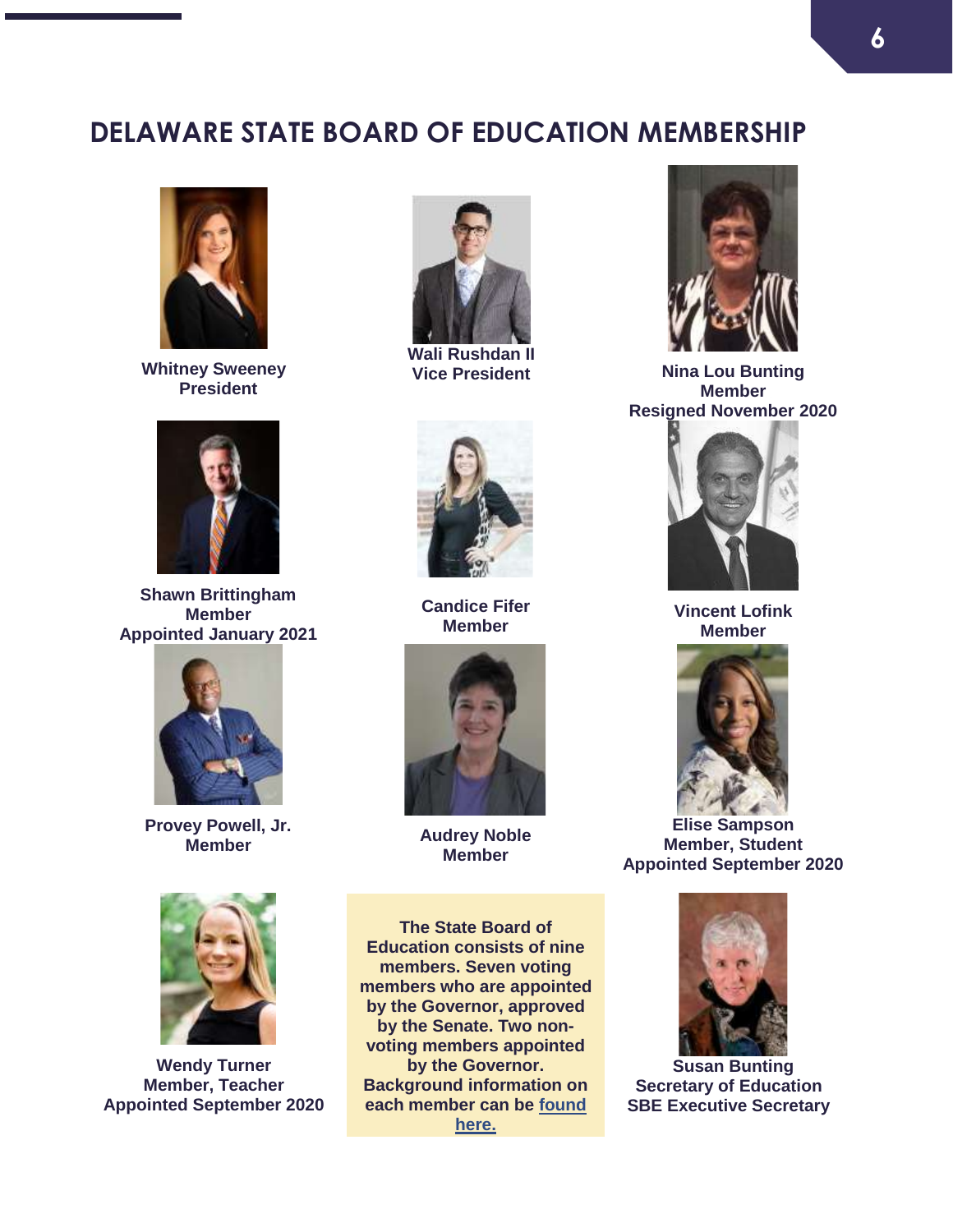# DELAWARE STATE BOARD OF EDUCATION MEMBERSHIP

**Whitney Sweeney**
**President**

**Wali Rushdan II**
**Vice President**

**Nina Lou Bunting**
**Member**
**Resigned November 2020**

**Shawn Brittingham**
**Member**
**Appointed January 2021**

**Candice Fifer**
**Member**

**Vincent Lofink**
**Member**

**Provey Powell, Jr.**
**Member**

**Audrey Noble**
**Member**

**Elise Sampson**
**Member, Student**
**Appointed September 2020**

**Wendy Turner**
**Member, Teacher**
**Appointed September 2020**

**The State Board of Education consists of nine members. Seven voting members who are appointed by the Governor, approved by the Senate. Two non-voting members appointed by the Governor. Background information on each member can be found here.**

**Susan Bunting**
**Secretary of Education**
**SBE Executive Secretary**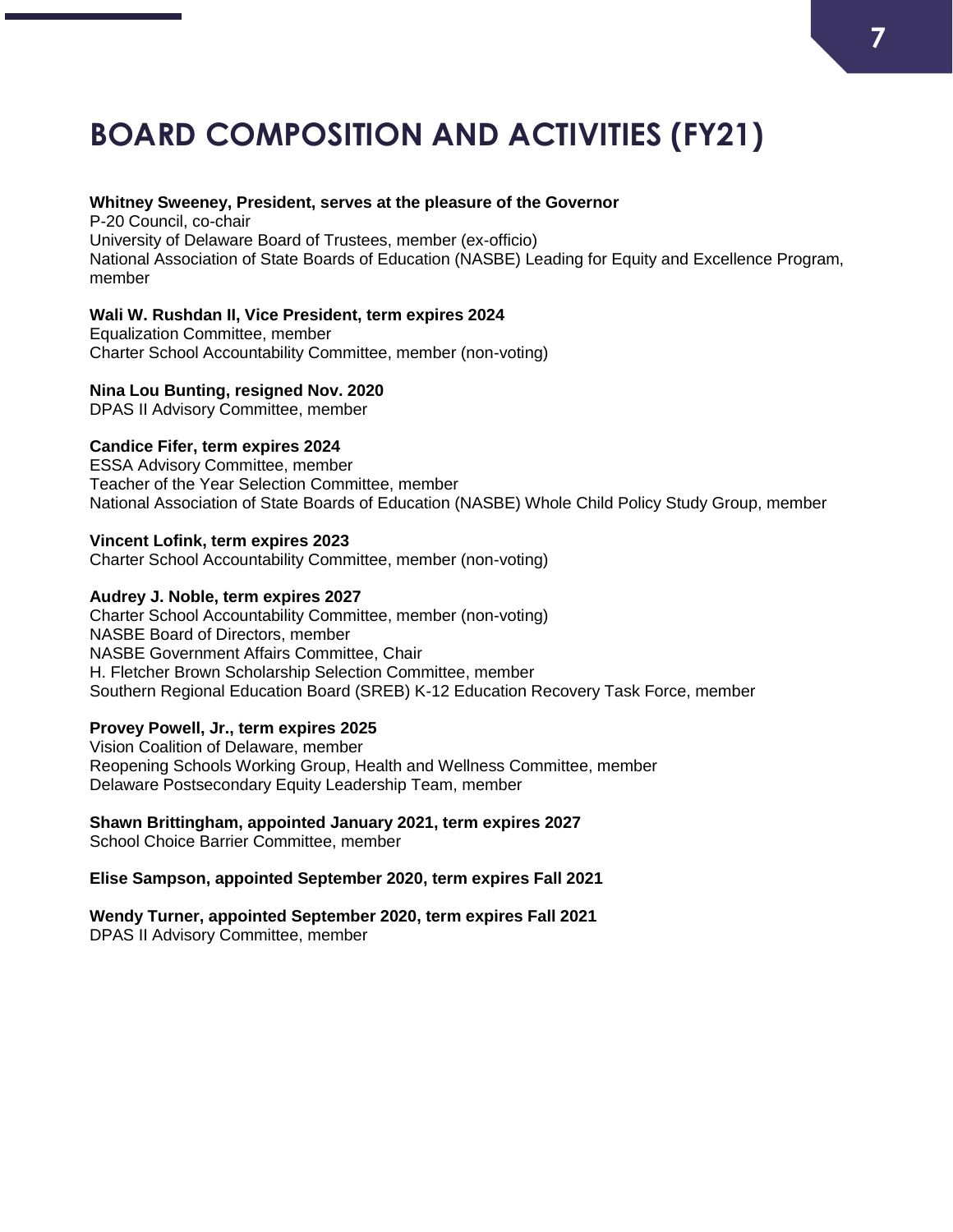# BOARD COMPOSITION AND ACTIVITIES (FY21)

**Whitney Sweeney, President, serves at the pleasure of the Governor**
P-20 Council, co-chair
University of Delaware Board of Trustees, member (ex-officio)
National Association of State Boards of Education (NASBE) Leading for Equity and Excellence Program, member

**Wali W. Rushdan II, Vice President, term expires 2024**
Equalization Committee, member
Charter School Accountability Committee, member (non-voting)

**Nina Lou Bunting, resigned Nov. 2020**
DPAS II Advisory Committee, member

**Candice Fifer, term expires 2024**
ESSA Advisory Committee, member
Teacher of the Year Selection Committee, member
National Association of State Boards of Education (NASBE) Whole Child Policy Study Group, member

**Vincent Lofink, term expires 2023**
Charter School Accountability Committee, member (non-voting)

**Audrey J. Noble, term expires 2027**
Charter School Accountability Committee, member (non-voting)
NASBE Board of Directors, member
NASBE Government Affairs Committee, Chair
H. Fletcher Brown Scholarship Selection Committee, member
Southern Regional Education Board (SREB) K-12 Education Recovery Task Force, member

**Provey Powell, Jr., term expires 2025**
Vision Coalition of Delaware, member
Reopening Schools Working Group, Health and Wellness Committee, member
Delaware Postsecondary Equity Leadership Team, member

**Shawn Brittingham, appointed January 2021, term expires 2027**
School Choice Barrier Committee, member

**Elise Sampson, appointed September 2020, term expires Fall 2021**

**Wendy Turner, appointed September 2020, term expires Fall 2021**
DPAS II Advisory Committee, member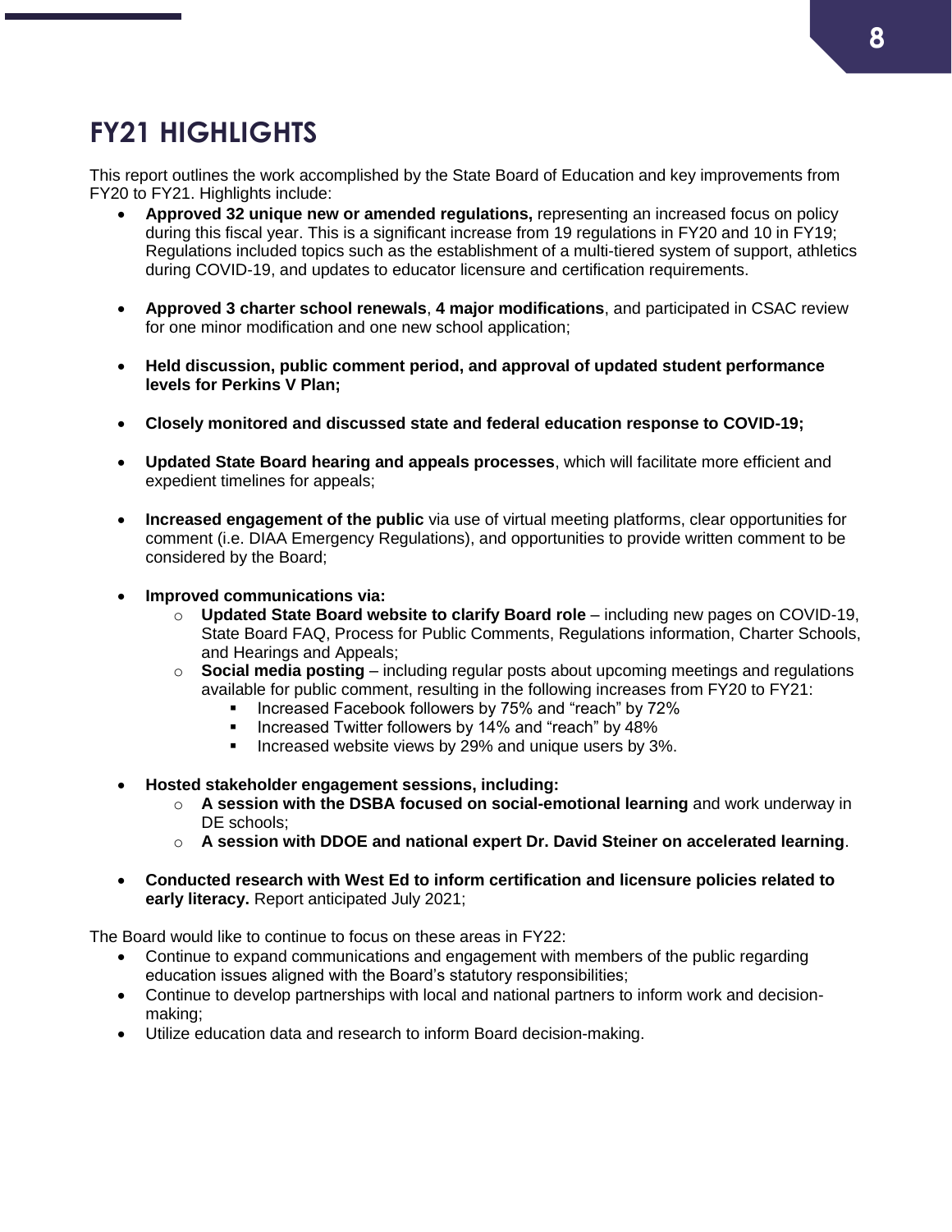# FY21 HIGHLIGHTS

This report outlines the work accomplished by the State Board of Education and key improvements from FY20 to FY21. Highlights include:

- **Approved 32 unique new or amended regulations,** representing an increased focus on policy during this fiscal year. This is a significant increase from 19 regulations in FY20 and 10 in FY19; Regulations included topics such as the establishment of a multi-tiered system of support, athletics during COVID-19, and updates to educator licensure and certification requirements.

- **Approved 3 charter school renewals**, **4 major modifications**, and participated in CSAC review for one minor modification and one new school application;

- **Held discussion, public comment period, and approval of updated student performance levels for Perkins V Plan;**

- **Closely monitored and discussed state and federal education response to COVID-19;**

- **Updated State Board hearing and appeals processes**, which will facilitate more efficient and expedient timelines for appeals;

- **Increased engagement of the public** via use of virtual meeting platforms, clear opportunities for comment (i.e. DIAA Emergency Regulations), and opportunities to provide written comment to be considered by the Board;

- **Improved communications via:**
  - **Updated State Board website to clarify Board role** – including new pages on COVID-19, State Board FAQ, Process for Public Comments, Regulations information, Charter Schools, and Hearings and Appeals;
  - **Social media posting** – including regular posts about upcoming meetings and regulations available for public comment, resulting in the following increases from FY20 to FY21:
    - Increased Facebook followers by 75% and "reach" by 72%
    - Increased Twitter followers by 14% and "reach" by 48%
    - Increased website views by 29% and unique users by 3%.

- **Hosted stakeholder engagement sessions, including:**
  - **A session with the DSBA focused on social-emotional learning** and work underway in DE schools;
  - **A session with DDOE and national expert Dr. David Steiner on accelerated learning**.

- **Conducted research with West Ed to inform certification and licensure policies related to early literacy.** Report anticipated July 2021;

The Board would like to continue to focus on these areas in FY22:

- Continue to expand communications and engagement with members of the public regarding education issues aligned with the Board's statutory responsibilities;
- Continue to develop partnerships with local and national partners to inform work and decision-making;
- Utilize education data and research to inform Board decision-making.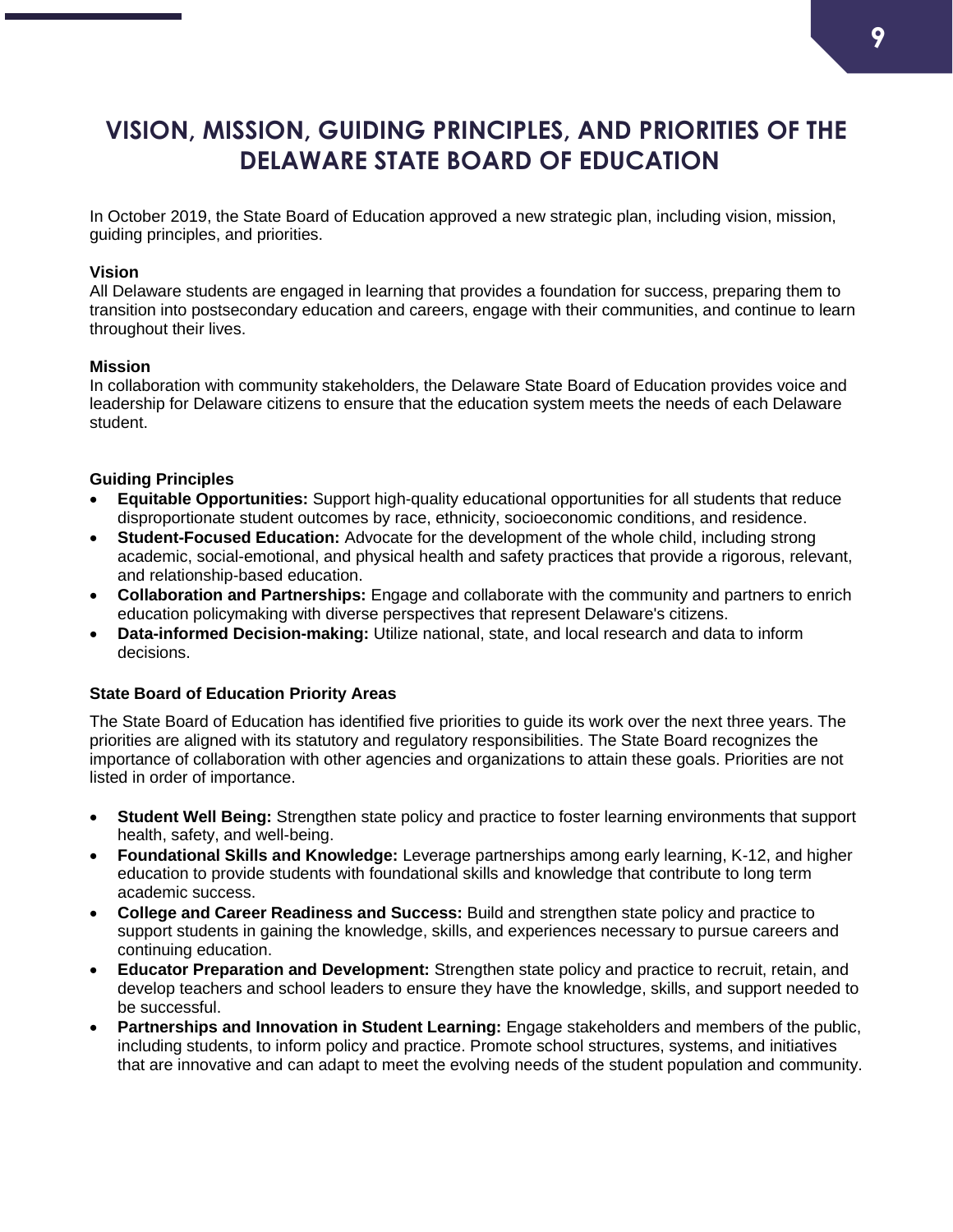# VISION, MISSION, GUIDING PRINCIPLES, AND PRIORITIES OF THE DELAWARE STATE BOARD OF EDUCATION

In October 2019, the State Board of Education approved a new strategic plan, including vision, mission, guiding principles, and priorities.

**Vision**

All Delaware students are engaged in learning that provides a foundation for success, preparing them to transition into postsecondary education and careers, engage with their communities, and continue to learn throughout their lives.

**Mission**

In collaboration with community stakeholders, the Delaware State Board of Education provides voice and leadership for Delaware citizens to ensure that the education system meets the needs of each Delaware student.

**Guiding Principles**

- **Equitable Opportunities:** Support high-quality educational opportunities for all students that reduce disproportionate student outcomes by race, ethnicity, socioeconomic conditions, and residence.
- **Student-Focused Education:** Advocate for the development of the whole child, including strong academic, social-emotional, and physical health and safety practices that provide a rigorous, relevant, and relationship-based education.
- **Collaboration and Partnerships:** Engage and collaborate with the community and partners to enrich education policymaking with diverse perspectives that represent Delaware's citizens.
- **Data-informed Decision-making:** Utilize national, state, and local research and data to inform decisions.

**State Board of Education Priority Areas**

The State Board of Education has identified five priorities to guide its work over the next three years. The priorities are aligned with its statutory and regulatory responsibilities. The State Board recognizes the importance of collaboration with other agencies and organizations to attain these goals. Priorities are not listed in order of importance.

- **Student Well Being:** Strengthen state policy and practice to foster learning environments that support health, safety, and well-being.
- **Foundational Skills and Knowledge:** Leverage partnerships among early learning, K-12, and higher education to provide students with foundational skills and knowledge that contribute to long term academic success.
- **College and Career Readiness and Success:** Build and strengthen state policy and practice to support students in gaining the knowledge, skills, and experiences necessary to pursue careers and continuing education.
- **Educator Preparation and Development:** Strengthen state policy and practice to recruit, retain, and develop teachers and school leaders to ensure they have the knowledge, skills, and support needed to be successful.
- **Partnerships and Innovation in Student Learning:** Engage stakeholders and members of the public, including students, to inform policy and practice. Promote school structures, systems, and initiatives that are innovative and can adapt to meet the evolving needs of the student population and community.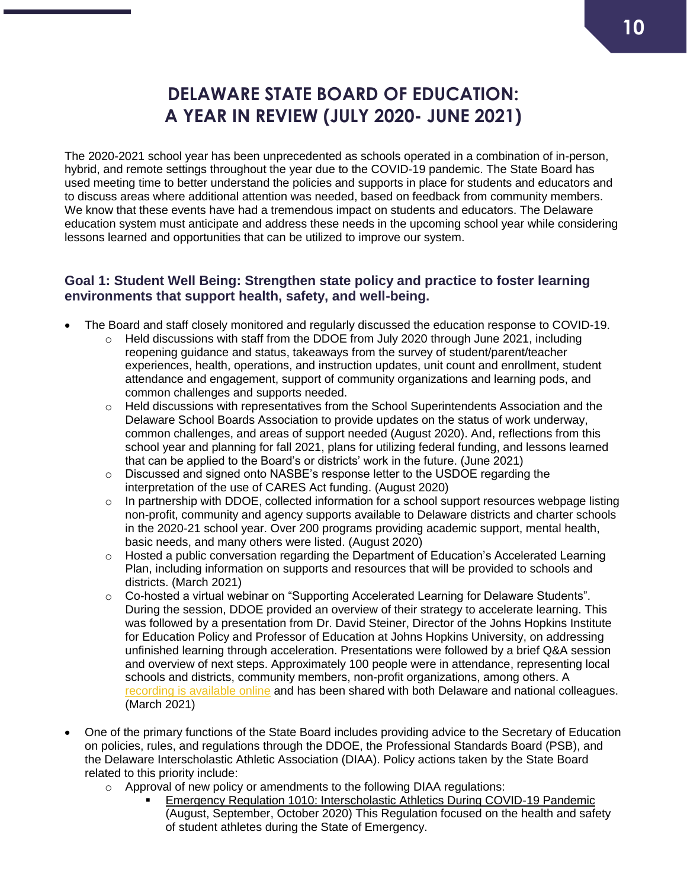# DELAWARE STATE BOARD OF EDUCATION: A YEAR IN REVIEW (JULY 2020- JUNE 2021)

The 2020-2021 school year has been unprecedented as schools operated in a combination of in-person, hybrid, and remote settings throughout the year due to the COVID-19 pandemic. The State Board has used meeting time to better understand the policies and supports in place for students and educators and to discuss areas where additional attention was needed, based on feedback from community members. We know that these events have had a tremendous impact on students and educators. The Delaware education system must anticipate and address these needs in the upcoming school year while considering lessons learned and opportunities that can be utilized to improve our system.

## Goal 1: Student Well Being: Strengthen state policy and practice to foster learning environments that support health, safety, and well-being.

- The Board and staff closely monitored and regularly discussed the education response to COVID-19.
  - Held discussions with staff from the DDOE from July 2020 through June 2021, including reopening guidance and status, takeaways from the survey of student/parent/teacher experiences, health, operations, and instruction updates, unit count and enrollment, student attendance and engagement, support of community organizations and learning pods, and common challenges and supports needed.
  - Held discussions with representatives from the School Superintendents Association and the Delaware School Boards Association to provide updates on the status of work underway, common challenges, and areas of support needed (August 2020). And, reflections from this school year and planning for fall 2021, plans for utilizing federal funding, and lessons learned that can be applied to the Board's or districts' work in the future. (June 2021)
  - Discussed and signed onto NASBE's response letter to the USDOE regarding the interpretation of the use of CARES Act funding. (August 2020)
  - In partnership with DDOE, collected information for a school support resources webpage listing non-profit, community and agency supports available to Delaware districts and charter schools in the 2020-21 school year. Over 200 programs providing academic support, mental health, basic needs, and many others were listed. (August 2020)
  - Hosted a public conversation regarding the Department of Education's Accelerated Learning Plan, including information on supports and resources that will be provided to schools and districts. (March 2021)
  - Co-hosted a virtual webinar on "Supporting Accelerated Learning for Delaware Students". During the session, DDOE provided an overview of their strategy to accelerate learning. This was followed by a presentation from Dr. David Steiner, Director of the Johns Hopkins Institute for Education Policy and Professor of Education at Johns Hopkins University, on addressing unfinished learning through acceleration. Presentations were followed by a brief Q&A session and overview of next steps. Approximately 100 people were in attendance, representing local schools and districts, community members, non-profit organizations, among others. A recording is available online and has been shared with both Delaware and national colleagues. (March 2021)

- One of the primary functions of the State Board includes providing advice to the Secretary of Education on policies, rules, and regulations through the DDOE, the Professional Standards Board (PSB), and the Delaware Interscholastic Athletic Association (DIAA). Policy actions taken by the State Board related to this priority include:
  - Approval of new policy or amendments to the following DIAA regulations:
    - Emergency Regulation 1010: Interscholastic Athletics During COVID-19 Pandemic (August, September, October 2020) This Regulation focused on the health and safety of student athletes during the State of Emergency.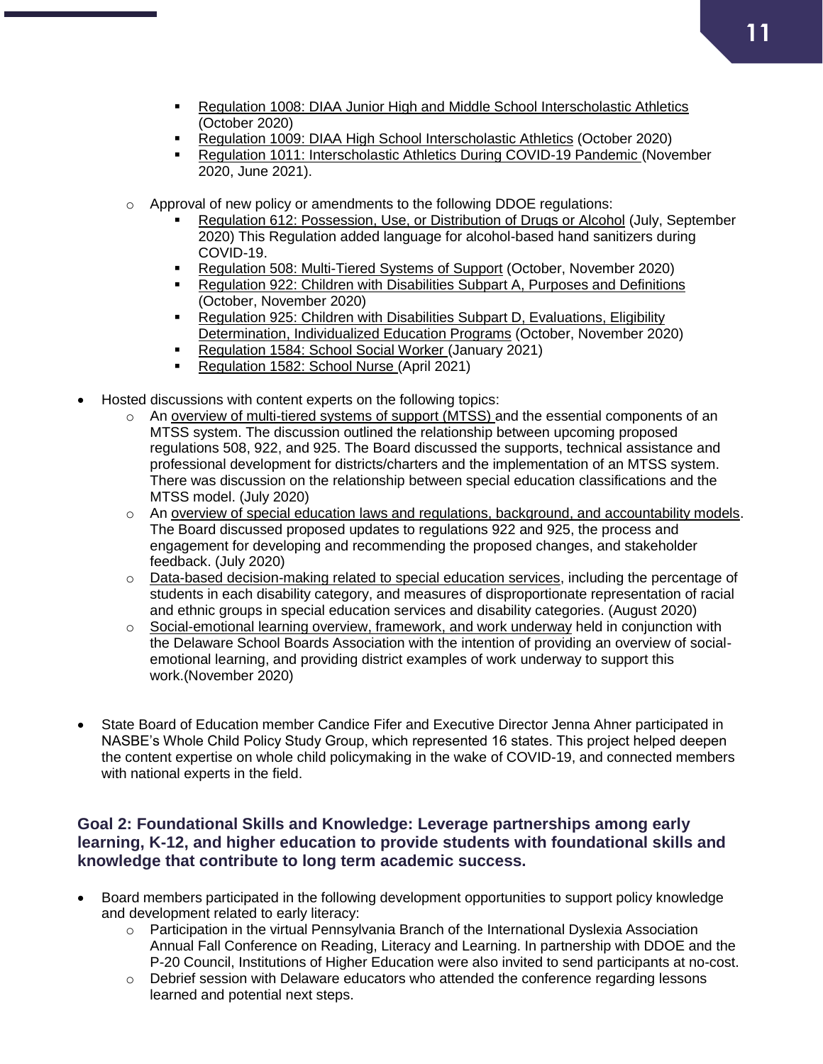- Regulation 1008: DIAA Junior High and Middle School Interscholastic Athletics (October 2020)
        - Regulation 1009: DIAA High School Interscholastic Athletics (October 2020)
        - Regulation 1011: Interscholastic Athletics During COVID-19 Pandemic (November 2020, June 2021).

    - Approval of new policy or amendments to the following DDOE regulations:
        - Regulation 612: Possession, Use, or Distribution of Drugs or Alcohol (July, September 2020) This Regulation added language for alcohol-based hand sanitizers during COVID-19.
        - Regulation 508: Multi-Tiered Systems of Support (October, November 2020)
        - Regulation 922: Children with Disabilities Subpart A, Purposes and Definitions (October, November 2020)
        - Regulation 925: Children with Disabilities Subpart D, Evaluations, Eligibility Determination, Individualized Education Programs (October, November 2020)
        - Regulation 1584: School Social Worker (January 2021)
        - Regulation 1582: School Nurse (April 2021)

- Hosted discussions with content experts on the following topics:
    - An overview of multi-tiered systems of support (MTSS) and the essential components of an MTSS system. The discussion outlined the relationship between upcoming proposed regulations 508, 922, and 925. The Board discussed the supports, technical assistance and professional development for districts/charters and the implementation of an MTSS system. There was discussion on the relationship between special education classifications and the MTSS model. (July 2020)
    - An overview of special education laws and regulations, background, and accountability models. The Board discussed proposed updates to regulations 922 and 925, the process and engagement for developing and recommending the proposed changes, and stakeholder feedback. (July 2020)
    - Data-based decision-making related to special education services, including the percentage of students in each disability category, and measures of disproportionate representation of racial and ethnic groups in special education services and disability categories. (August 2020)
    - Social-emotional learning overview, framework, and work underway held in conjunction with the Delaware School Boards Association with the intention of providing an overview of social-emotional learning, and providing district examples of work underway to support this work.(November 2020)

- State Board of Education member Candice Fifer and Executive Director Jenna Ahner participated in NASBE's Whole Child Policy Study Group, which represented 16 states. This project helped deepen the content expertise on whole child policymaking in the wake of COVID-19, and connected members with national experts in the field.

### Goal 2: Foundational Skills and Knowledge: Leverage partnerships among early learning, K-12, and higher education to provide students with foundational skills and knowledge that contribute to long term academic success.

- Board members participated in the following development opportunities to support policy knowledge and development related to early literacy:
    - Participation in the virtual Pennsylvania Branch of the International Dyslexia Association Annual Fall Conference on Reading, Literacy and Learning. In partnership with DDOE and the P-20 Council, Institutions of Higher Education were also invited to send participants at no-cost.
    - Debrief session with Delaware educators who attended the conference regarding lessons learned and potential next steps.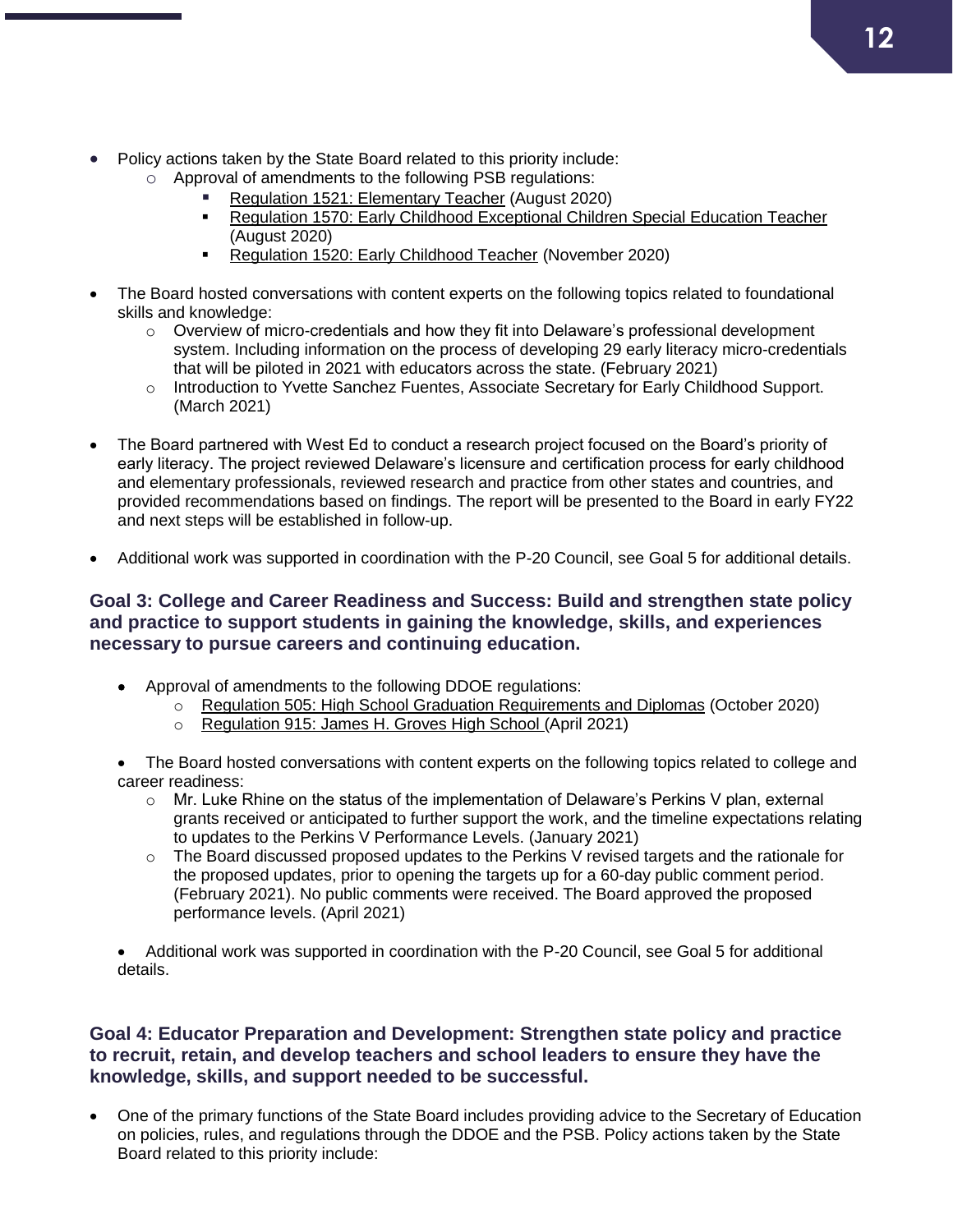- Policy actions taken by the State Board related to this priority include:
    - Approval of amendments to the following PSB regulations:
        - Regulation 1521: Elementary Teacher (August 2020)
        - Regulation 1570: Early Childhood Exceptional Children Special Education Teacher (August 2020)
        - Regulation 1520: Early Childhood Teacher (November 2020)

- The Board hosted conversations with content experts on the following topics related to foundational skills and knowledge:
    - Overview of micro-credentials and how they fit into Delaware's professional development system. Including information on the process of developing 29 early literacy micro-credentials that will be piloted in 2021 with educators across the state. (February 2021)
    - Introduction to Yvette Sanchez Fuentes, Associate Secretary for Early Childhood Support. (March 2021)

- The Board partnered with West Ed to conduct a research project focused on the Board's priority of early literacy. The project reviewed Delaware's licensure and certification process for early childhood and elementary professionals, reviewed research and practice from other states and countries, and provided recommendations based on findings. The report will be presented to the Board in early FY22 and next steps will be established in follow-up.

- Additional work was supported in coordination with the P-20 Council, see Goal 5 for additional details.

### Goal 3: College and Career Readiness and Success: Build and strengthen state policy and practice to support students in gaining the knowledge, skills, and experiences necessary to pursue careers and continuing education.

- Approval of amendments to the following DDOE regulations:
    - Regulation 505: High School Graduation Requirements and Diplomas (October 2020)
    - Regulation 915: James H. Groves High School (April 2021)

- The Board hosted conversations with content experts on the following topics related to college and career readiness:
    - Mr. Luke Rhine on the status of the implementation of Delaware's Perkins V plan, external grants received or anticipated to further support the work, and the timeline expectations relating to updates to the Perkins V Performance Levels. (January 2021)
    - The Board discussed proposed updates to the Perkins V revised targets and the rationale for the proposed updates, prior to opening the targets up for a 60-day public comment period. (February 2021). No public comments were received. The Board approved the proposed performance levels. (April 2021)

- Additional work was supported in coordination with the P-20 Council, see Goal 5 for additional details.

### Goal 4: Educator Preparation and Development: Strengthen state policy and practice to recruit, retain, and develop teachers and school leaders to ensure they have the knowledge, skills, and support needed to be successful.

- One of the primary functions of the State Board includes providing advice to the Secretary of Education on policies, rules, and regulations through the DDOE and the PSB. Policy actions taken by the State Board related to this priority include: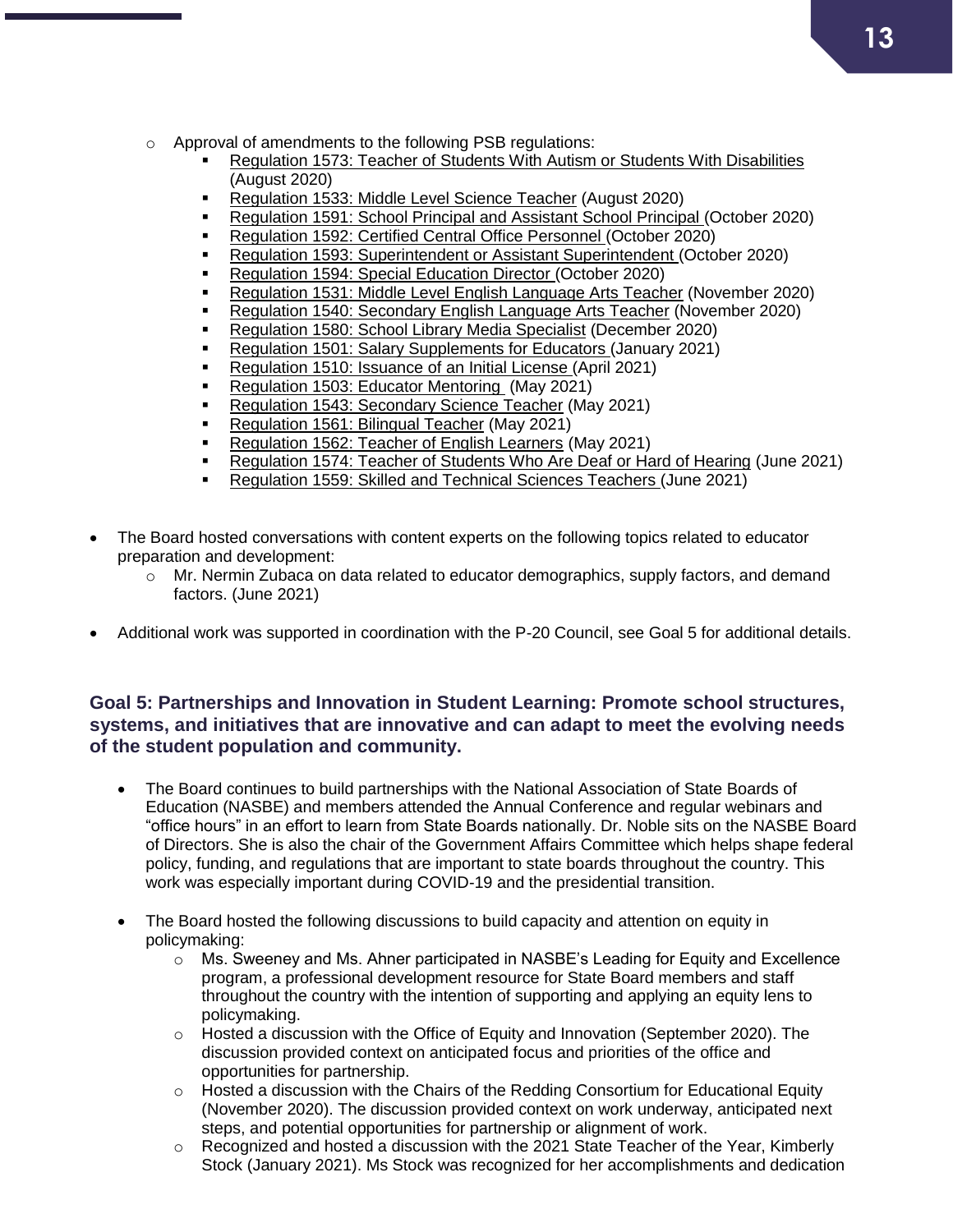- Approval of amendments to the following PSB regulations:
    - Regulation 1573: Teacher of Students With Autism or Students With Disabilities (August 2020)
    - Regulation 1533: Middle Level Science Teacher (August 2020)
    - Regulation 1591: School Principal and Assistant School Principal (October 2020)
    - Regulation 1592: Certified Central Office Personnel (October 2020)
    - Regulation 1593: Superintendent or Assistant Superintendent (October 2020)
    - Regulation 1594: Special Education Director (October 2020)
    - Regulation 1531: Middle Level English Language Arts Teacher (November 2020)
    - Regulation 1540: Secondary English Language Arts Teacher (November 2020)
    - Regulation 1580: School Library Media Specialist (December 2020)
    - Regulation 1501: Salary Supplements for Educators (January 2021)
    - Regulation 1510: Issuance of an Initial License (April 2021)
    - Regulation 1503: Educator Mentoring (May 2021)
    - Regulation 1543: Secondary Science Teacher (May 2021)
    - Regulation 1561: Bilingual Teacher (May 2021)
    - Regulation 1562: Teacher of English Learners (May 2021)
    - Regulation 1574: Teacher of Students Who Are Deaf or Hard of Hearing (June 2021)
    - Regulation 1559: Skilled and Technical Sciences Teachers (June 2021)

- The Board hosted conversations with content experts on the following topics related to educator preparation and development:
  - Mr. Nermin Zubaca on data related to educator demographics, supply factors, and demand factors. (June 2021)

- Additional work was supported in coordination with the P-20 Council, see Goal 5 for additional details.

### Goal 5: Partnerships and Innovation in Student Learning: Promote school structures, systems, and initiatives that are innovative and can adapt to meet the evolving needs of the student population and community.

- The Board continues to build partnerships with the National Association of State Boards of Education (NASBE) and members attended the Annual Conference and regular webinars and "office hours" in an effort to learn from State Boards nationally. Dr. Noble sits on the NASBE Board of Directors. She is also the chair of the Government Affairs Committee which helps shape federal policy, funding, and regulations that are important to state boards throughout the country. This work was especially important during COVID-19 and the presidential transition.

- The Board hosted the following discussions to build capacity and attention on equity in policymaking:
  - Ms. Sweeney and Ms. Ahner participated in NASBE's Leading for Equity and Excellence program, a professional development resource for State Board members and staff throughout the country with the intention of supporting and applying an equity lens to policymaking.
  - Hosted a discussion with the Office of Equity and Innovation (September 2020). The discussion provided context on anticipated focus and priorities of the office and opportunities for partnership.
  - Hosted a discussion with the Chairs of the Redding Consortium for Educational Equity (November 2020). The discussion provided context on work underway, anticipated next steps, and potential opportunities for partnership or alignment of work.
  - Recognized and hosted a discussion with the 2021 State Teacher of the Year, Kimberly Stock (January 2021). Ms Stock was recognized for her accomplishments and dedication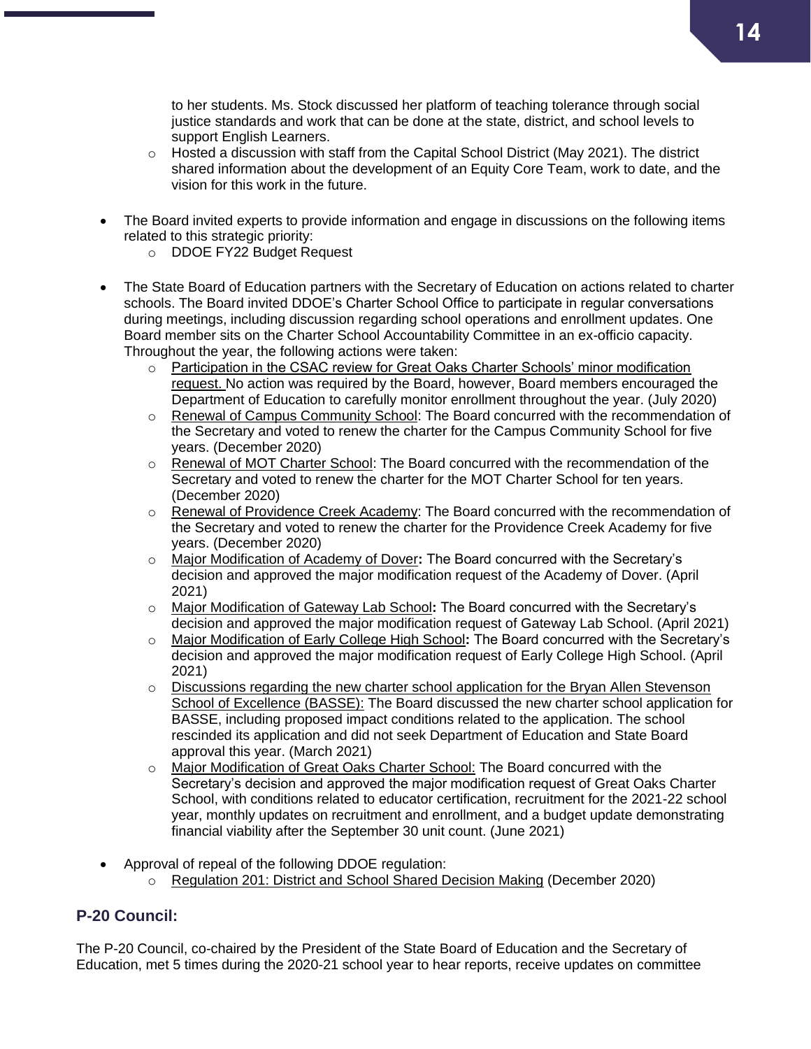- to her students. Ms. Stock discussed her platform of teaching tolerance through social justice standards and work that can be done at the state, district, and school levels to support English Learners.
  - Hosted a discussion with staff from the Capital School District (May 2021). The district shared information about the development of an Equity Core Team, work to date, and the vision for this work in the future.

- The Board invited experts to provide information and engage in discussions on the following items related to this strategic priority:
  - DDOE FY22 Budget Request

- The State Board of Education partners with the Secretary of Education on actions related to charter schools. The Board invited DDOE's Charter School Office to participate in regular conversations during meetings, including discussion regarding school operations and enrollment updates. One Board member sits on the Charter School Accountability Committee in an ex-officio capacity. Throughout the year, the following actions were taken:
  - Participation in the CSAC review for Great Oaks Charter Schools' minor modification request. No action was required by the Board, however, Board members encouraged the Department of Education to carefully monitor enrollment throughout the year. (July 2020)
  - Renewal of Campus Community School: The Board concurred with the recommendation of the Secretary and voted to renew the charter for the Campus Community School for five years. (December 2020)
  - Renewal of MOT Charter School: The Board concurred with the recommendation of the Secretary and voted to renew the charter for the MOT Charter School for ten years. (December 2020)
  - Renewal of Providence Creek Academy: The Board concurred with the recommendation of the Secretary and voted to renew the charter for the Providence Creek Academy for five years. (December 2020)
  - Major Modification of Academy of Dover**:** The Board concurred with the Secretary's decision and approved the major modification request of the Academy of Dover. (April 2021)
  - Major Modification of Gateway Lab School**:** The Board concurred with the Secretary's decision and approved the major modification request of Gateway Lab School. (April 2021)
  - Major Modification of Early College High School**:** The Board concurred with the Secretary's decision and approved the major modification request of Early College High School. (April 2021)
  - Discussions regarding the new charter school application for the Bryan Allen Stevenson School of Excellence (BASSE): The Board discussed the new charter school application for BASSE, including proposed impact conditions related to the application. The school rescinded its application and did not seek Department of Education and State Board approval this year. (March 2021)
  - Major Modification of Great Oaks Charter School: The Board concurred with the Secretary's decision and approved the major modification request of Great Oaks Charter School, with conditions related to educator certification, recruitment for the 2021-22 school year, monthly updates on recruitment and enrollment, and a budget update demonstrating financial viability after the September 30 unit count. (June 2021)

- Approval of repeal of the following DDOE regulation:
  - Regulation 201: District and School Shared Decision Making (December 2020)

### P-20 Council:

The P-20 Council, co-chaired by the President of the State Board of Education and the Secretary of Education, met 5 times during the 2020-21 school year to hear reports, receive updates on committee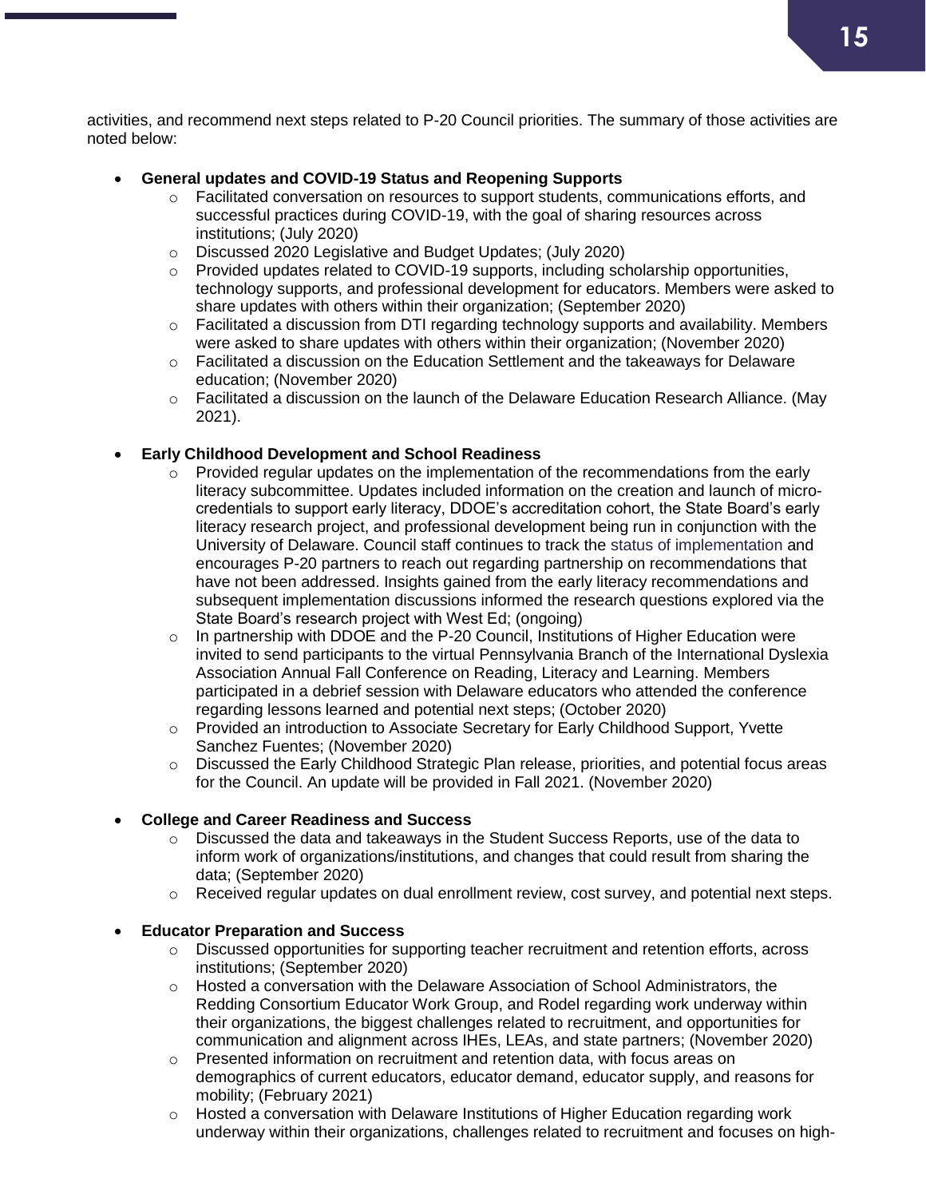activities, and recommend next steps related to P-20 Council priorities. The summary of those activities are noted below:

- **General updates and COVID-19 Status and Reopening Supports**
  - Facilitated conversation on resources to support students, communications efforts, and successful practices during COVID-19, with the goal of sharing resources across institutions; (July 2020)
  - Discussed 2020 Legislative and Budget Updates; (July 2020)
  - Provided updates related to COVID-19 supports, including scholarship opportunities, technology supports, and professional development for educators. Members were asked to share updates with others within their organization; (September 2020)
  - Facilitated a discussion from DTI regarding technology supports and availability. Members were asked to share updates with others within their organization; (November 2020)
  - Facilitated a discussion on the Education Settlement and the takeaways for Delaware education; (November 2020)
  - Facilitated a discussion on the launch of the Delaware Education Research Alliance. (May 2021).

- **Early Childhood Development and School Readiness**
  - Provided regular updates on the implementation of the recommendations from the early literacy subcommittee. Updates included information on the creation and launch of micro-credentials to support early literacy, DDOE's accreditation cohort, the State Board's early literacy research project, and professional development being run in conjunction with the University of Delaware. Council staff continues to track the status of implementation and encourages P-20 partners to reach out regarding partnership on recommendations that have not been addressed. Insights gained from the early literacy recommendations and subsequent implementation discussions informed the research questions explored via the State Board's research project with West Ed; (ongoing)
  - In partnership with DDOE and the P-20 Council, Institutions of Higher Education were invited to send participants to the virtual Pennsylvania Branch of the International Dyslexia Association Annual Fall Conference on Reading, Literacy and Learning. Members participated in a debrief session with Delaware educators who attended the conference regarding lessons learned and potential next steps; (October 2020)
  - Provided an introduction to Associate Secretary for Early Childhood Support, Yvette Sanchez Fuentes; (November 2020)
  - Discussed the Early Childhood Strategic Plan release, priorities, and potential focus areas for the Council. An update will be provided in Fall 2021. (November 2020)

- **College and Career Readiness and Success**
  - Discussed the data and takeaways in the Student Success Reports, use of the data to inform work of organizations/institutions, and changes that could result from sharing the data; (September 2020)
  - Received regular updates on dual enrollment review, cost survey, and potential next steps.

- **Educator Preparation and Success**
  - Discussed opportunities for supporting teacher recruitment and retention efforts, across institutions; (September 2020)
  - Hosted a conversation with the Delaware Association of School Administrators, the Redding Consortium Educator Work Group, and Rodel regarding work underway within their organizations, the biggest challenges related to recruitment, and opportunities for communication and alignment across IHEs, LEAs, and state partners; (November 2020)
  - Presented information on recruitment and retention data, with focus areas on demographics of current educators, educator demand, educator supply, and reasons for mobility; (February 2021)
  - Hosted a conversation with Delaware Institutions of Higher Education regarding work underway within their organizations, challenges related to recruitment and focuses on high-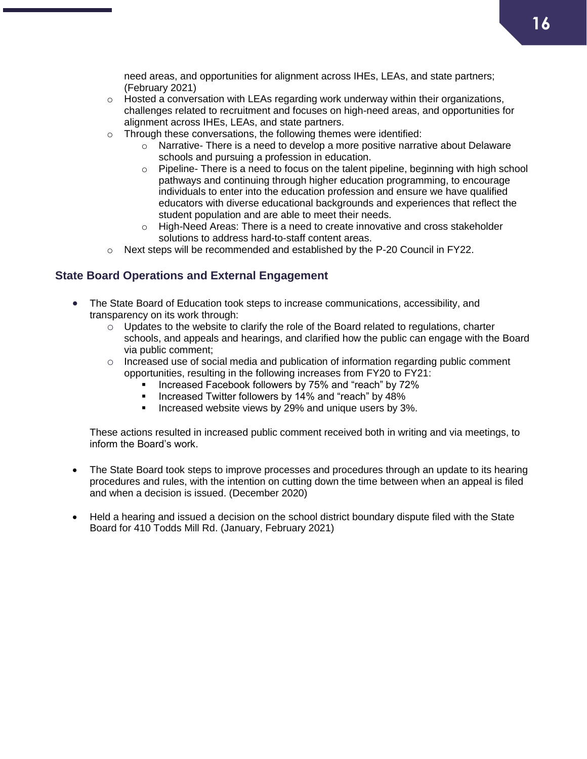- need areas, and opportunities for alignment across IHEs, LEAs, and state partners; (February 2021)
  - Hosted a conversation with LEAs regarding work underway within their organizations, challenges related to recruitment and focuses on high-need areas, and opportunities for alignment across IHEs, LEAs, and state partners.
  - Through these conversations, the following themes were identified:
    - Narrative- There is a need to develop a more positive narrative about Delaware schools and pursuing a profession in education.
    - Pipeline- There is a need to focus on the talent pipeline, beginning with high school pathways and continuing through higher education programming, to encourage individuals to enter into the education profession and ensure we have qualified educators with diverse educational backgrounds and experiences that reflect the student population and are able to meet their needs.
    - High-Need Areas: There is a need to create innovative and cross stakeholder solutions to address hard-to-staff content areas.
  - Next steps will be recommended and established by the P-20 Council in FY22.

### State Board Operations and External Engagement

- The State Board of Education took steps to increase communications, accessibility, and transparency on its work through:
  - Updates to the website to clarify the role of the Board related to regulations, charter schools, and appeals and hearings, and clarified how the public can engage with the Board via public comment;
  - Increased use of social media and publication of information regarding public comment opportunities, resulting in the following increases from FY20 to FY21:
    - Increased Facebook followers by 75% and "reach" by 72%
    - Increased Twitter followers by 14% and "reach" by 48%
    - Increased website views by 29% and unique users by 3%.

  These actions resulted in increased public comment received both in writing and via meetings, to inform the Board's work.

- The State Board took steps to improve processes and procedures through an update to its hearing procedures and rules, with the intention on cutting down the time between when an appeal is filed and when a decision is issued. (December 2020)

- Held a hearing and issued a decision on the school district boundary dispute filed with the State Board for 410 Todds Mill Rd. (January, February 2021)